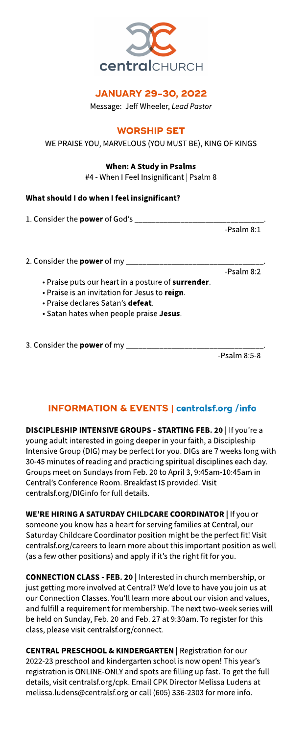centralCHURCH

## JANUARY 29-30, 2022

Message: Jeff Wheeler, *Lead Pastor*

## WORSHIP SET

WE PRAISE YOU, MARVELOUS (YOU MUST BE), KING OF KINGS

### When: A Study in Psalms

#4 - When I Feel Insignificant | Psalm 8

### What should I do when I feel insignificant?

1. Consider the **power** of God's ______________________________.

-Psalm 8:1

2. Consider the **power** of my ______________________________.

-Psalm 8:2

- Praise puts our heart in a posture of **surrender**.
- Praise is an invitation for Jesus to **reign**.
- Praise declares Satan's **defeat**.
- Satan hates when people praise **Jesus**.

3. Consider the **power** of my ______________________________.

-Psalm 8:5-8

## INFORMATION & EVENTS | centralsf.org /info

**DISCIPLESHIP INTENSIVE GROUPS - STARTING FEB. 20 |** If you're a young adult interested in going deeper in your faith, a Discipleship Intensive Group (DIG) may be perfect for you. DIGs are 7 weeks long with 30-45 minutes of reading and practicing spiritual disciplines each day. Groups meet on Sundays from Feb. 20 to April 3, 9:45am-10:45am in Central's Conference Room. Breakfast IS provided. Visit centralsf.org/DIGinfo for full details.

**WE'RE HIRING A SATURDAY CHILDCARE COORDINATOR |** If you or someone you know has a heart for serving families at Central, our Saturday Childcare Coordinator position might be the perfect fit! Visit centralsf.org/careers to learn more about this important position as well (as a few other positions) and apply if it's the right fit for you.

**CONNECTION CLASS - FEB. 20 |** Interested in church membership, or just getting more involved at Central? We'd love to have you join us at our Connection Classes. You'll learn more about our vision and values, and fulfill a requirement for membership. The next two-week series will be held on Sunday, Feb. 20 and Feb. 27 at 9:30am. To register for this class, please visit centralsf.org/connect.

**CENTRAL PRESCHOOL & KINDERGARTEN |** Registration for our 2022-23 preschool and kindergarten school is now open! This year's registration is ONLINE-ONLY and spots are filling up fast. To get the full details, visit centralsf.org/cpk. Email CPK Director Melissa Ludens at melissa.ludens@centralsf.org or call (605) 336-2303 for more info.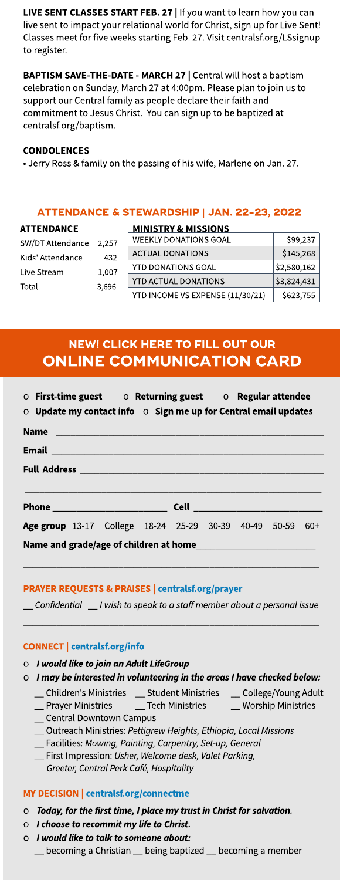**LIVE SENT CLASSES START FEB. 27 |** If you want to learn how you can live sent to impact your relational world for Christ, sign up for Live Sent! Classes meet for five weeks starting Feb. 27. Visit centralsf.org/LSsignup to register.

**BAPTISM SAVE-THE-DATE - MARCH 27 |** Central will host a baptism celebration on Sunday, March 27 at 4:00pm. Please plan to join us to support our Central family as people declare their faith and commitment to Jesus Christ. You can sign up to be baptized at centralsf.org/baptism.

**CONDOLENCES**

- Jerry Ross & family on the passing of his wife, Marlene on Jan. 27.

## ATTENDANCE & STEWARDSHIP | JAN. 22-23, 2022

**ATTENDANCE**

| | |
|---|---|
| SW/DT Attendance | 2,257 |
| Kids' Attendance | 432 |
| Live Stream | 1,007 |
| Total | 3,696 |

**MINISTRY & MISSIONS**

| | |
|---|---|
| WEEKLY DONATIONS GOAL | $99,237 |
| ACTUAL DONATIONS | $145,268 |
| YTD DONATIONS GOAL | $2,580,162 |
| YTD ACTUAL DONATIONS | $3,824,431 |
| YTD INCOME VS EXPENSE (11/30/21) | $623,755 |

## NEW! CLICK HERE TO FILL OUT OUR ONLINE COMMUNICATION CARD

○ **First-time guest** ○ **Returning guest** ○ **Regular attendee**
○ **Update my contact info** ○ **Sign me up for Central email updates**

**Name** ________________________________________

**Email** ________________________________________

**Full Address** ________________________________________

________________________________________

**Phone** ____________________ **Cell** ____________________

**Age group** 13-17 College 18-24 25-29 30-39 40-49 50-59 60+

**Name and grade/age of children at home**____________________

________________________________________

**PRAYER REQUESTS & PRAISES | centralsf.org/prayer**

__ *Confidential* __ *I wish to speak to a staff member about a personal issue*

________________________________________

**CONNECT | centralsf.org/info**

○ ***I would like to join an Adult LifeGroup***
○ ***I may be interested in volunteering in the areas I have checked below:***

__ Children's Ministries __ Student Ministries __ College/Young Adult
__ Prayer Ministries __ Tech Ministries __ Worship Ministries
__ Central Downtown Campus
__ Outreach Ministries: *Pettigrew Heights, Ethiopia, Local Missions*
__ Facilities: *Mowing, Painting, Carpentry, Set-up, General*
__ First Impression: *Usher, Welcome desk, Valet Parking, Greeter, Central Perk Café, Hospitality*

**MY DECISION | centralsf.org/connectme**

○ ***Today, for the first time, I place my trust in Christ for salvation.***
○ ***I choose to recommit my life to Christ.***
○ ***I would like to talk to someone about:***

__ becoming a Christian __ being baptized __ becoming a member